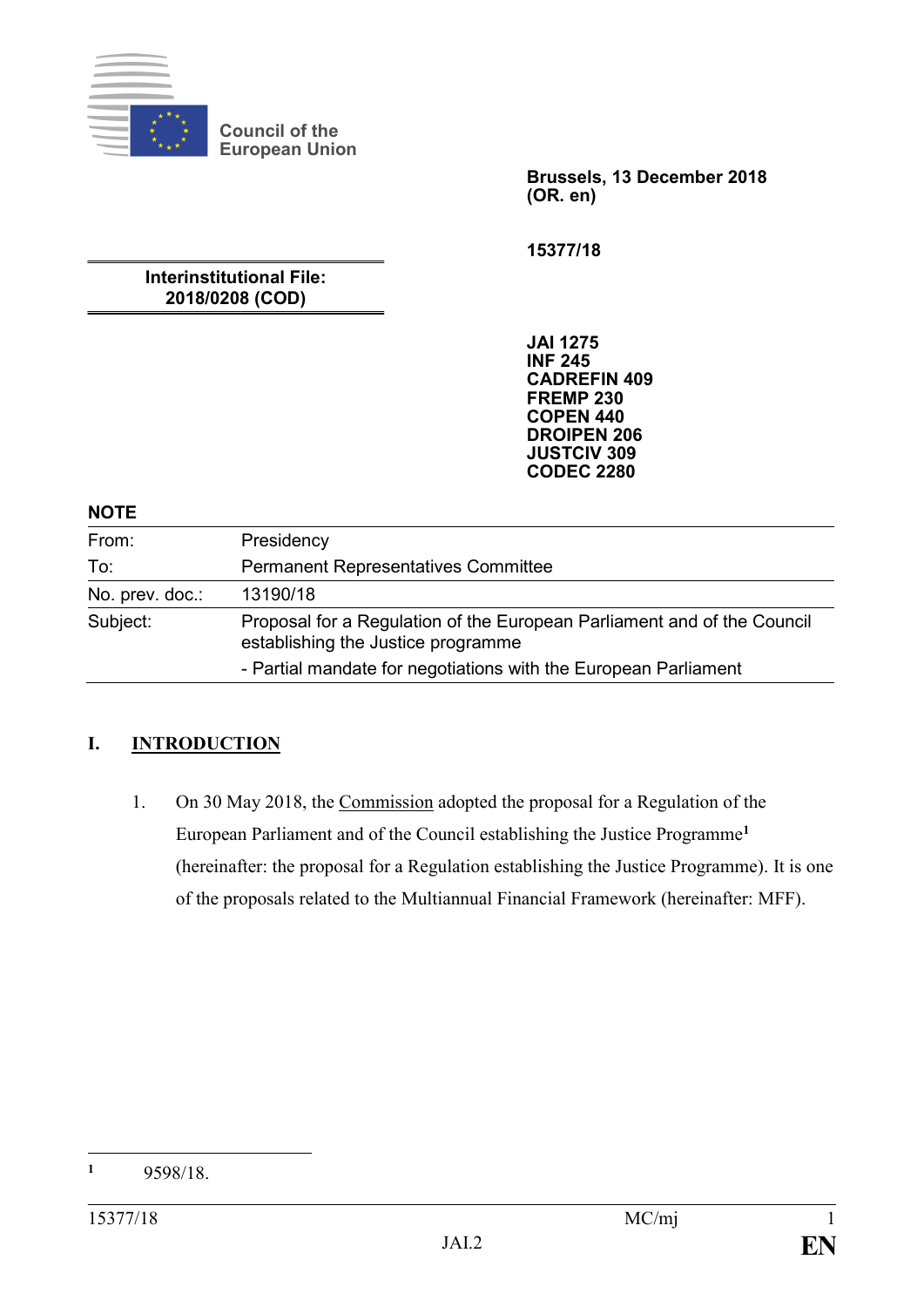Council of the European Union

**Brussels, 13 December 2018**
**(OR. en)**

**15377/18**

**Interinstitutional File:**
**2018/0208 (COD)**

**JAI 1275**
**INF 245**
**CADREFIN 409**
**FREMP 230**
**COPEN 440**
**DROIPEN 206**
**JUSTCIV 309**
**CODEC 2280**

**NOTE**

| | |
|---|---|
| From: | Presidency |
| To: | Permanent Representatives Committee |
| No. prev. doc.: | 13190/18 |
| Subject: | Proposal for a Regulation of the European Parliament and of the Council establishing the Justice programme<br>- Partial mandate for negotiations with the European Parliament |

## I. INTRODUCTION

1. On 30 May 2018, the Commission adopted the proposal for a Regulation of the European Parliament and of the Council establishing the Justice Programme[1] (hereinafter: the proposal for a Regulation establishing the Justice Programme). It is one of the proposals related to the Multiannual Financial Framework (hereinafter: MFF).

[1] 9598/18.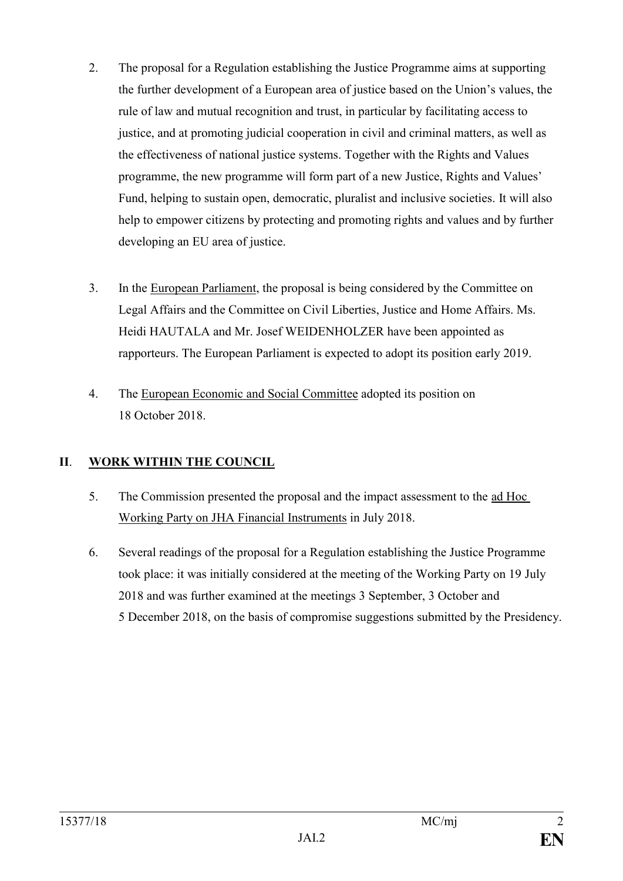2. The proposal for a Regulation establishing the Justice Programme aims at supporting the further development of a European area of justice based on the Union's values, the rule of law and mutual recognition and trust, in particular by facilitating access to justice, and at promoting judicial cooperation in civil and criminal matters, as well as the effectiveness of national justice systems. Together with the Rights and Values programme, the new programme will form part of a new Justice, Rights and Values' Fund, helping to sustain open, democratic, pluralist and inclusive societies. It will also help to empower citizens by protecting and promoting rights and values and by further developing an EU area of justice.

3. In the European Parliament, the proposal is being considered by the Committee on Legal Affairs and the Committee on Civil Liberties, Justice and Home Affairs. Ms. Heidi HAUTALA and Mr. Josef WEIDENHOLZER have been appointed as rapporteurs. The European Parliament is expected to adopt its position early 2019.

4. The European Economic and Social Committee adopted its position on 18 October 2018.

## II. WORK WITHIN THE COUNCIL

5. The Commission presented the proposal and the impact assessment to the ad Hoc Working Party on JHA Financial Instruments in July 2018.

6. Several readings of the proposal for a Regulation establishing the Justice Programme took place: it was initially considered at the meeting of the Working Party on 19 July 2018 and was further examined at the meetings 3 September, 3 October and 5 December 2018, on the basis of compromise suggestions submitted by the Presidency.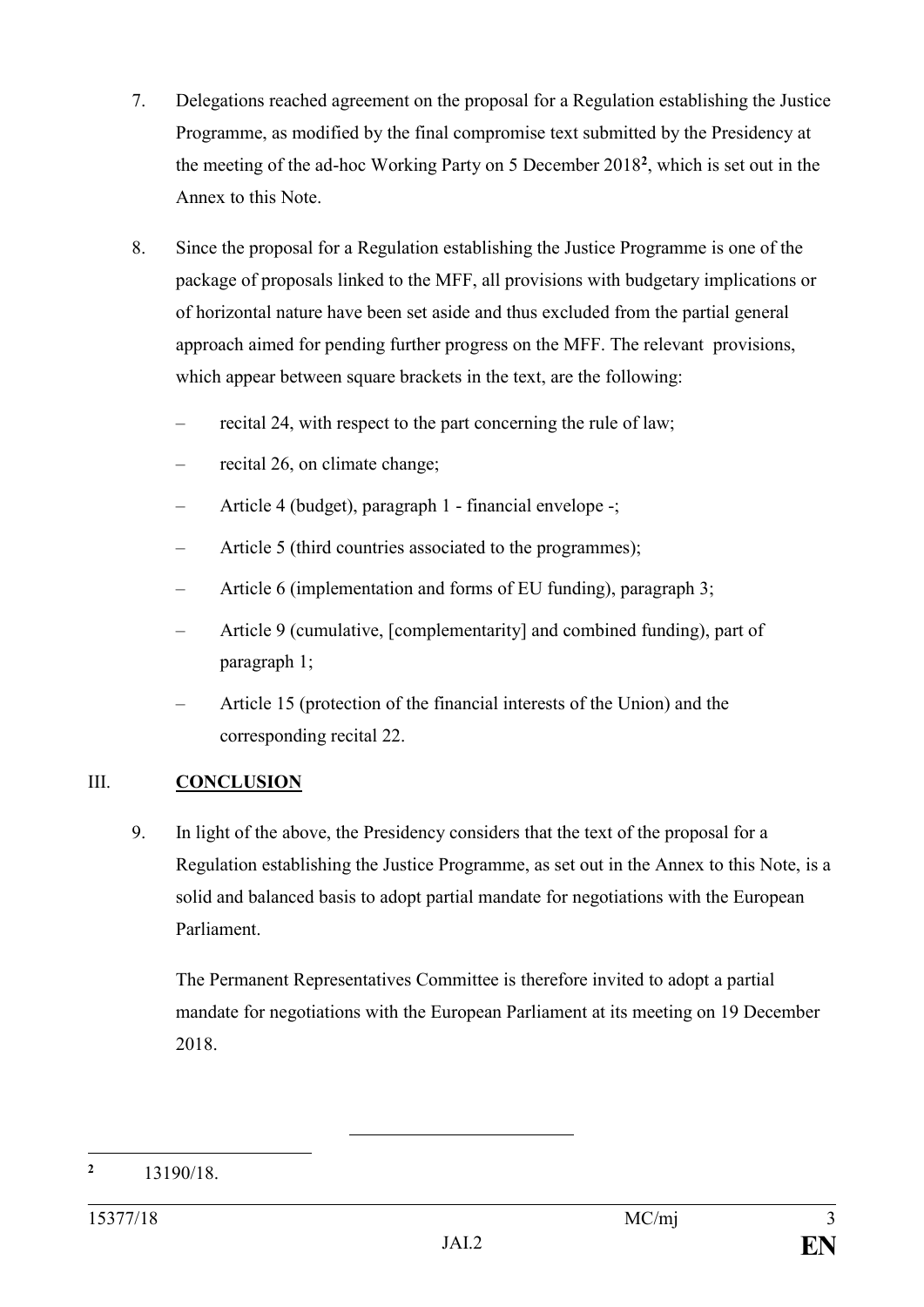7. Delegations reached agreement on the proposal for a Regulation establishing the Justice Programme, as modified by the final compromise text submitted by the Presidency at the meeting of the ad-hoc Working Party on 5 December 2018[2], which is set out in the Annex to this Note.

8. Since the proposal for a Regulation establishing the Justice Programme is one of the package of proposals linked to the MFF, all provisions with budgetary implications or of horizontal nature have been set aside and thus excluded from the partial general approach aimed for pending further progress on the MFF. The relevant provisions, which appear between square brackets in the text, are the following:

   – recital 24, with respect to the part concerning the rule of law;

   – recital 26, on climate change;

   – Article 4 (budget), paragraph 1 - financial envelope -;

   – Article 5 (third countries associated to the programmes);

   – Article 6 (implementation and forms of EU funding), paragraph 3;

   – Article 9 (cumulative, [complementarity] and combined funding), part of paragraph 1;

   – Article 15 (protection of the financial interests of the Union) and the corresponding recital 22.

## III. **CONCLUSION**

9. In light of the above, the Presidency considers that the text of the proposal for a Regulation establishing the Justice Programme, as set out in the Annex to this Note, is a solid and balanced basis to adopt partial mandate for negotiations with the European Parliament.

   The Permanent Representatives Committee is therefore invited to adopt a partial mandate for negotiations with the European Parliament at its meeting on 19 December 2018.

---

[2] 13190/18.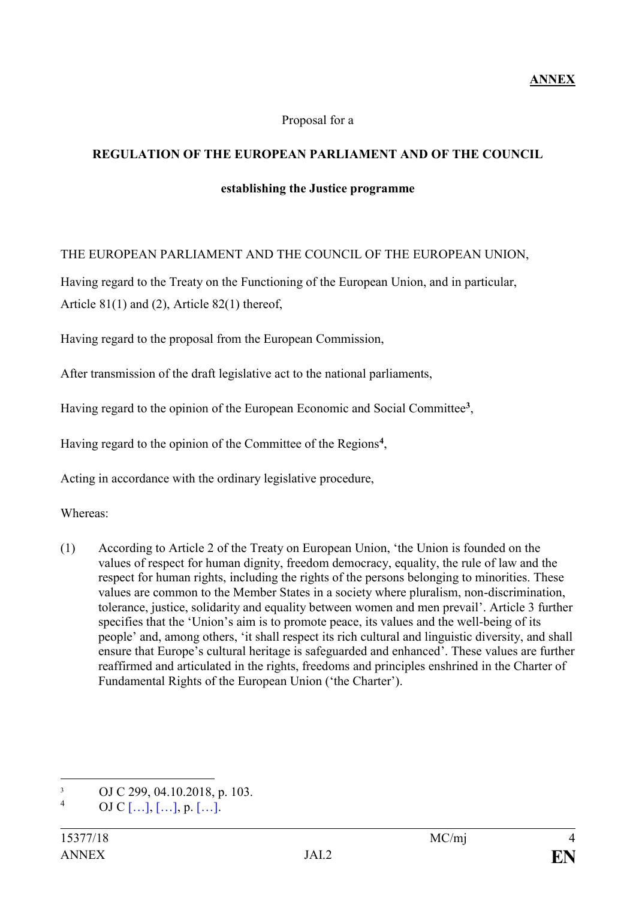**ANNEX**

Proposal for a

**REGULATION OF THE EUROPEAN PARLIAMENT AND OF THE COUNCIL**

**establishing the Justice programme**

THE EUROPEAN PARLIAMENT AND THE COUNCIL OF THE EUROPEAN UNION,

Having regard to the Treaty on the Functioning of the European Union, and in particular, Article 81(1) and (2), Article 82(1) thereof,

Having regard to the proposal from the European Commission,

After transmission of the draft legislative act to the national parliaments,

Having regard to the opinion of the European Economic and Social Committee[3],

Having regard to the opinion of the Committee of the Regions[4],

Acting in accordance with the ordinary legislative procedure,

Whereas:

(1) According to Article 2 of the Treaty on European Union, 'the Union is founded on the values of respect for human dignity, freedom democracy, equality, the rule of law and the respect for human rights, including the rights of the persons belonging to minorities. These values are common to the Member States in a society where pluralism, non-discrimination, tolerance, justice, solidarity and equality between women and men prevail'. Article 3 further specifies that the 'Union's aim is to promote peace, its values and the well-being of its people' and, among others, 'it shall respect its rich cultural and linguistic diversity, and shall ensure that Europe's cultural heritage is safeguarded and enhanced'. These values are further reaffirmed and articulated in the rights, freedoms and principles enshrined in the Charter of Fundamental Rights of the European Union ('the Charter').

---

[3] OJ C 299, 04.10.2018, p. 103.

[4] OJ C […], […], p. […].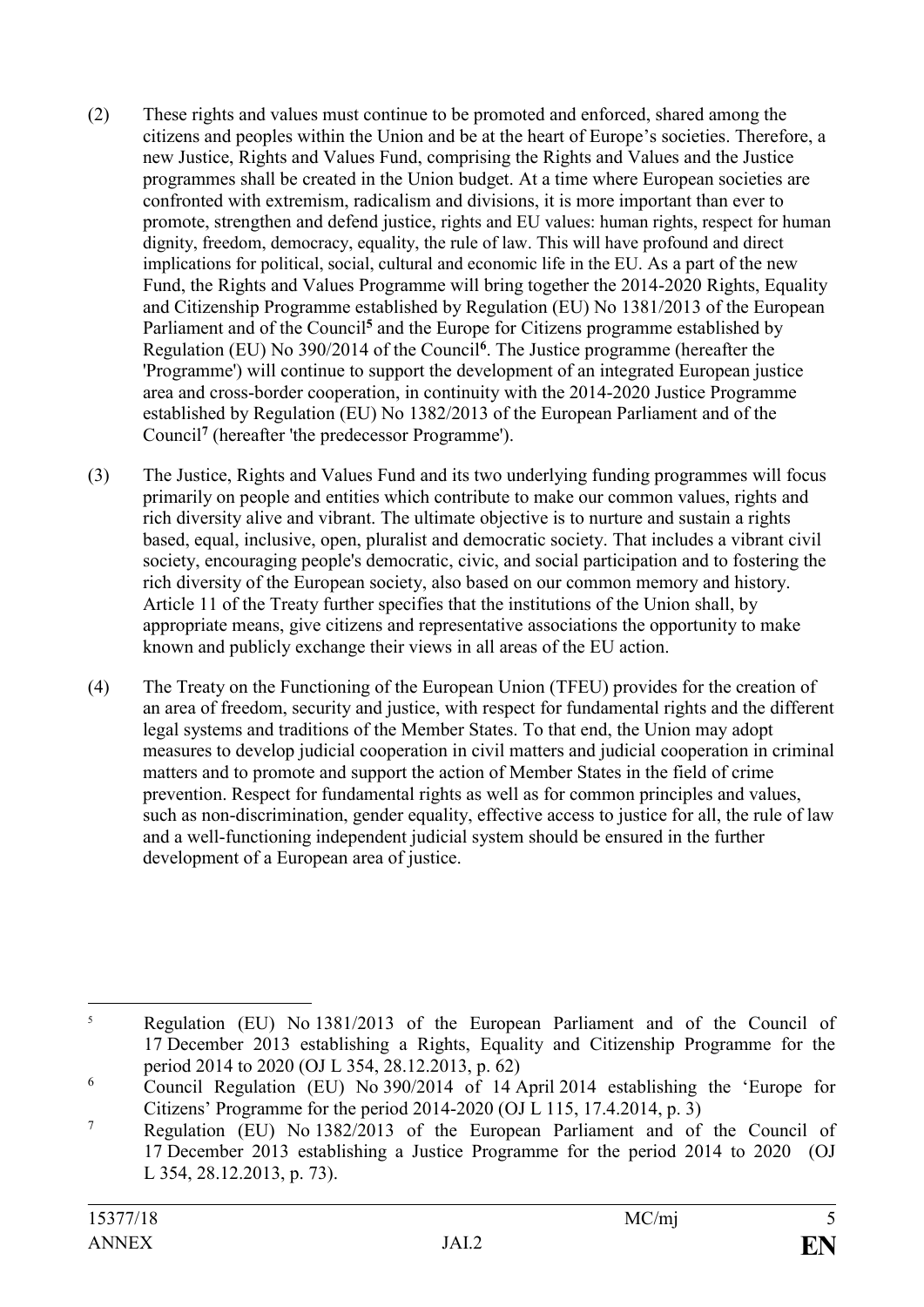(2) These rights and values must continue to be promoted and enforced, shared among the citizens and peoples within the Union and be at the heart of Europe's societies. Therefore, a new Justice, Rights and Values Fund, comprising the Rights and Values and the Justice programmes shall be created in the Union budget. At a time where European societies are confronted with extremism, radicalism and divisions, it is more important than ever to promote, strengthen and defend justice, rights and EU values: human rights, respect for human dignity, freedom, democracy, equality, the rule of law. This will have profound and direct implications for political, social, cultural and economic life in the EU. As a part of the new Fund, the Rights and Values Programme will bring together the 2014-2020 Rights, Equality and Citizenship Programme established by Regulation (EU) No 1381/2013 of the European Parliament and of the Council[5] and the Europe for Citizens programme established by Regulation (EU) No 390/2014 of the Council[6]. The Justice programme (hereafter the 'Programme') will continue to support the development of an integrated European justice area and cross-border cooperation, in continuity with the 2014-2020 Justice Programme established by Regulation (EU) No 1382/2013 of the European Parliament and of the Council[7] (hereafter 'the predecessor Programme').

(3) The Justice, Rights and Values Fund and its two underlying funding programmes will focus primarily on people and entities which contribute to make our common values, rights and rich diversity alive and vibrant. The ultimate objective is to nurture and sustain a rights based, equal, inclusive, open, pluralist and democratic society. That includes a vibrant civil society, encouraging people's democratic, civic, and social participation and to fostering the rich diversity of the European society, also based on our common memory and history. Article 11 of the Treaty further specifies that the institutions of the Union shall, by appropriate means, give citizens and representative associations the opportunity to make known and publicly exchange their views in all areas of the EU action.

(4) The Treaty on the Functioning of the European Union (TFEU) provides for the creation of an area of freedom, security and justice, with respect for fundamental rights and the different legal systems and traditions of the Member States. To that end, the Union may adopt measures to develop judicial cooperation in civil matters and judicial cooperation in criminal matters and to promote and support the action of Member States in the field of crime prevention. Respect for fundamental rights as well as for common principles and values, such as non-discrimination, gender equality, effective access to justice for all, the rule of law and a well-functioning independent judicial system should be ensured in the further development of a European area of justice.

---

[5] Regulation (EU) No 1381/2013 of the European Parliament and of the Council of 17 December 2013 establishing a Rights, Equality and Citizenship Programme for the period 2014 to 2020 (OJ L 354, 28.12.2013, p. 62)

[6] Council Regulation (EU) No 390/2014 of 14 April 2014 establishing the 'Europe for Citizens' Programme for the period 2014-2020 (OJ L 115, 17.4.2014, p. 3)

[7] Regulation (EU) No 1382/2013 of the European Parliament and of the Council of 17 December 2013 establishing a Justice Programme for the period 2014 to 2020 (OJ L 354, 28.12.2013, p. 73).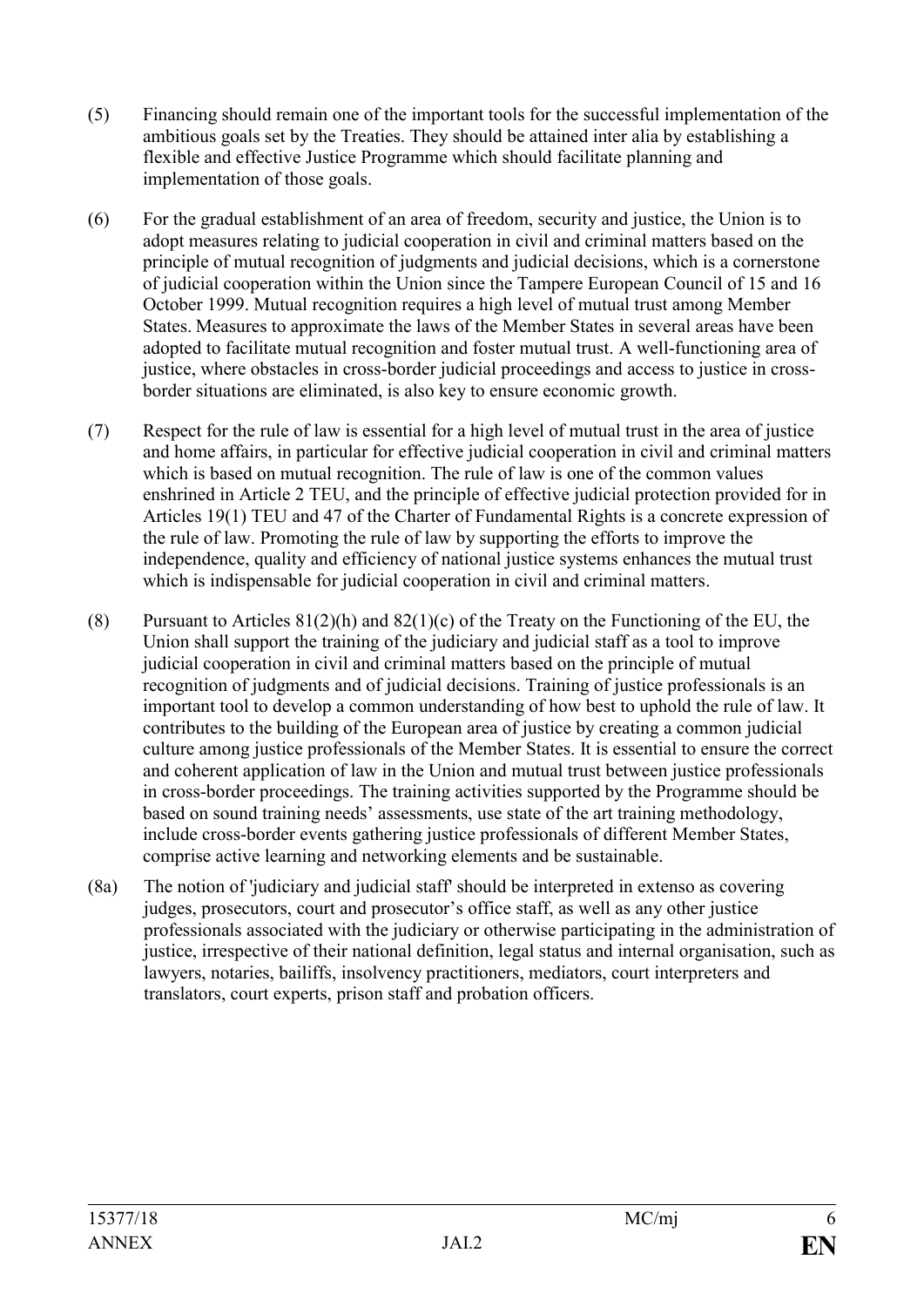(5) Financing should remain one of the important tools for the successful implementation of the ambitious goals set by the Treaties. They should be attained inter alia by establishing a flexible and effective Justice Programme which should facilitate planning and implementation of those goals.

(6) For the gradual establishment of an area of freedom, security and justice, the Union is to adopt measures relating to judicial cooperation in civil and criminal matters based on the principle of mutual recognition of judgments and judicial decisions, which is a cornerstone of judicial cooperation within the Union since the Tampere European Council of 15 and 16 October 1999. Mutual recognition requires a high level of mutual trust among Member States. Measures to approximate the laws of the Member States in several areas have been adopted to facilitate mutual recognition and foster mutual trust. A well-functioning area of justice, where obstacles in cross-border judicial proceedings and access to justice in cross-border situations are eliminated, is also key to ensure economic growth.

(7) Respect for the rule of law is essential for a high level of mutual trust in the area of justice and home affairs, in particular for effective judicial cooperation in civil and criminal matters which is based on mutual recognition. The rule of law is one of the common values enshrined in Article 2 TEU, and the principle of effective judicial protection provided for in Articles 19(1) TEU and 47 of the Charter of Fundamental Rights is a concrete expression of the rule of law. Promoting the rule of law by supporting the efforts to improve the independence, quality and efficiency of national justice systems enhances the mutual trust which is indispensable for judicial cooperation in civil and criminal matters.

(8) Pursuant to Articles 81(2)(h) and 82(1)(c) of the Treaty on the Functioning of the EU, the Union shall support the training of the judiciary and judicial staff as a tool to improve judicial cooperation in civil and criminal matters based on the principle of mutual recognition of judgments and of judicial decisions. Training of justice professionals is an important tool to develop a common understanding of how best to uphold the rule of law. It contributes to the building of the European area of justice by creating a common judicial culture among justice professionals of the Member States. It is essential to ensure the correct and coherent application of law in the Union and mutual trust between justice professionals in cross-border proceedings. The training activities supported by the Programme should be based on sound training needs' assessments, use state of the art training methodology, include cross-border events gathering justice professionals of different Member States, comprise active learning and networking elements and be sustainable.

(8a) The notion of 'judiciary and judicial staff' should be interpreted in extenso as covering judges, prosecutors, court and prosecutor's office staff, as well as any other justice professionals associated with the judiciary or otherwise participating in the administration of justice, irrespective of their national definition, legal status and internal organisation, such as lawyers, notaries, bailiffs, insolvency practitioners, mediators, court interpreters and translators, court experts, prison staff and probation officers.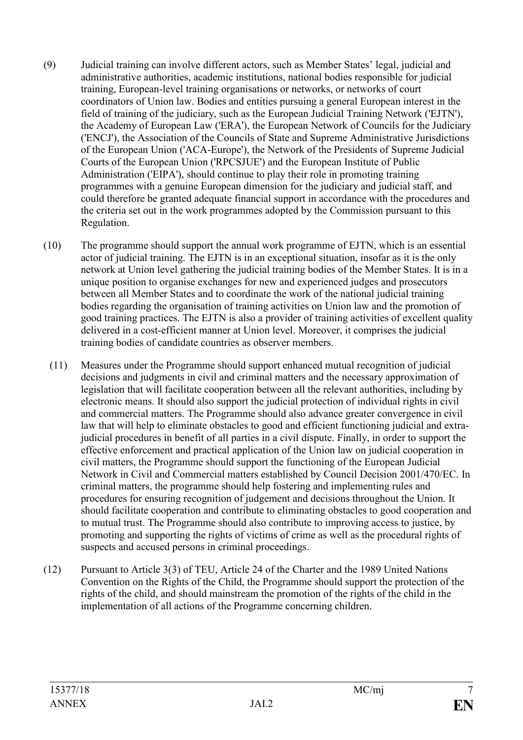(9) Judicial training can involve different actors, such as Member States' legal, judicial and administrative authorities, academic institutions, national bodies responsible for judicial training, European-level training organisations or networks, or networks of court coordinators of Union law. Bodies and entities pursuing a general European interest in the field of training of the judiciary, such as the European Judicial Training Network ('EJTN'), the Academy of European Law ('ERA'), the European Network of Councils for the Judiciary ('ENCJ'), the Association of the Councils of State and Supreme Administrative Jurisdictions of the European Union ('ACA-Europe'), the Network of the Presidents of Supreme Judicial Courts of the European Union ('RPCSJUE') and the European Institute of Public Administration ('EIPA'), should continue to play their role in promoting training programmes with a genuine European dimension for the judiciary and judicial staff, and could therefore be granted adequate financial support in accordance with the procedures and the criteria set out in the work programmes adopted by the Commission pursuant to this Regulation.

(10) The programme should support the annual work programme of EJTN, which is an essential actor of judicial training. The EJTN is in an exceptional situation, insofar as it is the only network at Union level gathering the judicial training bodies of the Member States. It is in a unique position to organise exchanges for new and experienced judges and prosecutors between all Member States and to coordinate the work of the national judicial training bodies regarding the organisation of training activities on Union law and the promotion of good training practices. The EJTN is also a provider of training activities of excellent quality delivered in a cost-efficient manner at Union level. Moreover, it comprises the judicial training bodies of candidate countries as observer members.

(11) Measures under the Programme should support enhanced mutual recognition of judicial decisions and judgments in civil and criminal matters and the necessary approximation of legislation that will facilitate cooperation between all the relevant authorities, including by electronic means. It should also support the judicial protection of individual rights in civil and commercial matters. The Programme should also advance greater convergence in civil law that will help to eliminate obstacles to good and efficient functioning judicial and extra-judicial procedures in benefit of all parties in a civil dispute. Finally, in order to support the effective enforcement and practical application of the Union law on judicial cooperation in civil matters, the Programme should support the functioning of the European Judicial Network in Civil and Commercial matters established by Council Decision 2001/470/EC. In criminal matters, the programme should help fostering and implementing rules and procedures for ensuring recognition of judgement and decisions throughout the Union. It should facilitate cooperation and contribute to eliminating obstacles to good cooperation and to mutual trust. The Programme should also contribute to improving access to justice, by promoting and supporting the rights of victims of crime as well as the procedural rights of suspects and accused persons in criminal proceedings.

(12) Pursuant to Article 3(3) of TEU, Article 24 of the Charter and the 1989 United Nations Convention on the Rights of the Child, the Programme should support the protection of the rights of the child, and should mainstream the promotion of the rights of the child in the implementation of all actions of the Programme concerning children.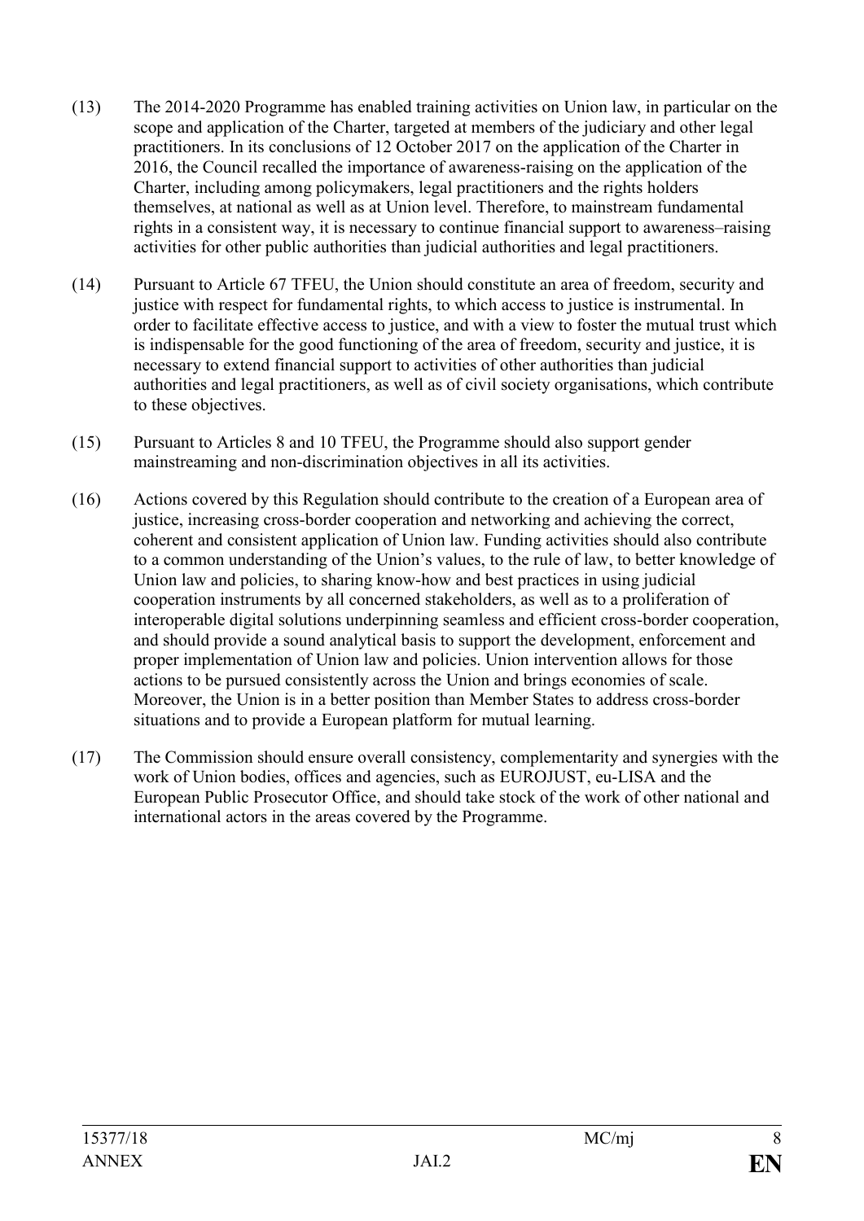(13) The 2014-2020 Programme has enabled training activities on Union law, in particular on the scope and application of the Charter, targeted at members of the judiciary and other legal practitioners. In its conclusions of 12 October 2017 on the application of the Charter in 2016, the Council recalled the importance of awareness-raising on the application of the Charter, including among policymakers, legal practitioners and the rights holders themselves, at national as well as at Union level. Therefore, to mainstream fundamental rights in a consistent way, it is necessary to continue financial support to awareness–raising activities for other public authorities than judicial authorities and legal practitioners.

(14) Pursuant to Article 67 TFEU, the Union should constitute an area of freedom, security and justice with respect for fundamental rights, to which access to justice is instrumental. In order to facilitate effective access to justice, and with a view to foster the mutual trust which is indispensable for the good functioning of the area of freedom, security and justice, it is necessary to extend financial support to activities of other authorities than judicial authorities and legal practitioners, as well as of civil society organisations, which contribute to these objectives.

(15) Pursuant to Articles 8 and 10 TFEU, the Programme should also support gender mainstreaming and non-discrimination objectives in all its activities.

(16) Actions covered by this Regulation should contribute to the creation of a European area of justice, increasing cross-border cooperation and networking and achieving the correct, coherent and consistent application of Union law. Funding activities should also contribute to a common understanding of the Union's values, to the rule of law, to better knowledge of Union law and policies, to sharing know-how and best practices in using judicial cooperation instruments by all concerned stakeholders, as well as to a proliferation of interoperable digital solutions underpinning seamless and efficient cross-border cooperation, and should provide a sound analytical basis to support the development, enforcement and proper implementation of Union law and policies. Union intervention allows for those actions to be pursued consistently across the Union and brings economies of scale. Moreover, the Union is in a better position than Member States to address cross-border situations and to provide a European platform for mutual learning.

(17) The Commission should ensure overall consistency, complementarity and synergies with the work of Union bodies, offices and agencies, such as EUROJUST, eu-LISA and the European Public Prosecutor Office, and should take stock of the work of other national and international actors in the areas covered by the Programme.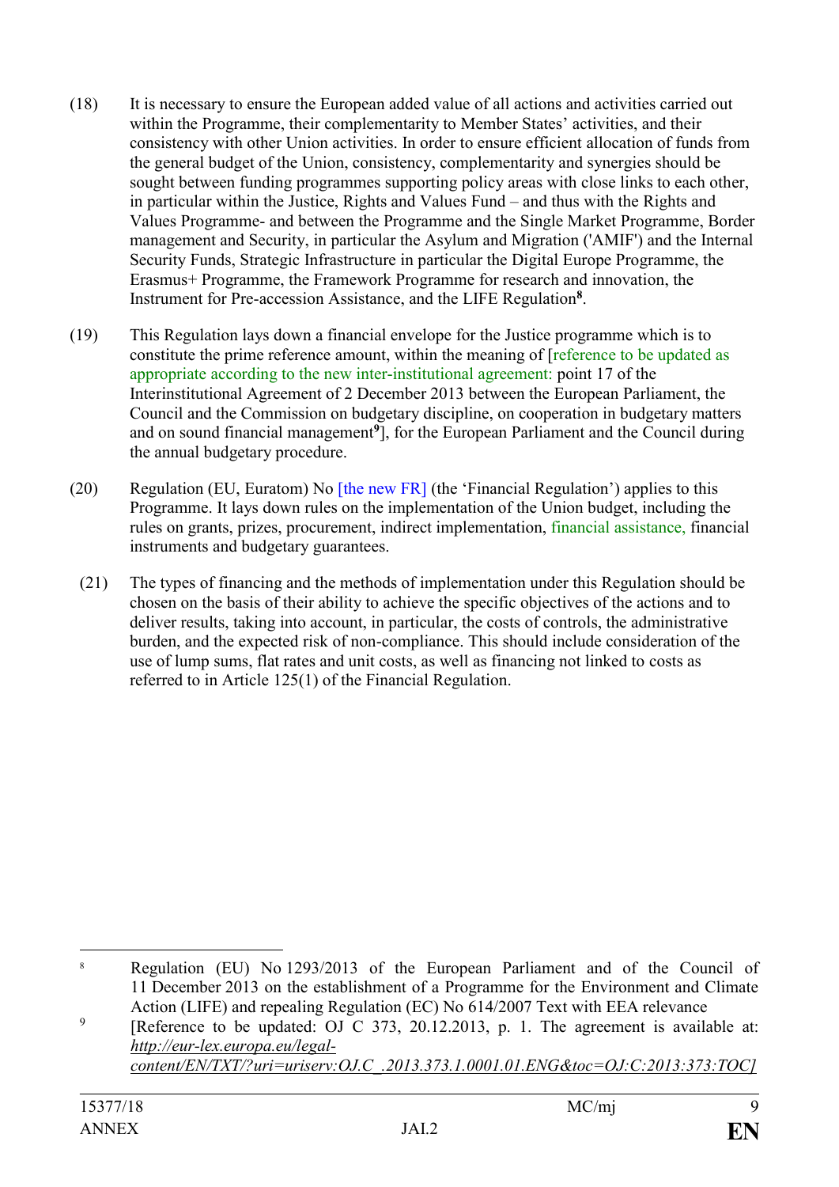(18) It is necessary to ensure the European added value of all actions and activities carried out within the Programme, their complementarity to Member States' activities, and their consistency with other Union activities. In order to ensure efficient allocation of funds from the general budget of the Union, consistency, complementarity and synergies should be sought between funding programmes supporting policy areas with close links to each other, in particular within the Justice, Rights and Values Fund – and thus with the Rights and Values Programme- and between the Programme and the Single Market Programme, Border management and Security, in particular the Asylum and Migration ('AMIF') and the Internal Security Funds, Strategic Infrastructure in particular the Digital Europe Programme, the Erasmus+ Programme, the Framework Programme for research and innovation, the Instrument for Pre-accession Assistance, and the LIFE Regulation[8].

(19) This Regulation lays down a financial envelope for the Justice programme which is to constitute the prime reference amount, within the meaning of [reference to be updated as appropriate according to the new inter-institutional agreement: point 17 of the Interinstitutional Agreement of 2 December 2013 between the European Parliament, the Council and the Commission on budgetary discipline, on cooperation in budgetary matters and on sound financial management[9]], for the European Parliament and the Council during the annual budgetary procedure.

(20) Regulation (EU, Euratom) No [the new FR] (the 'Financial Regulation') applies to this Programme. It lays down rules on the implementation of the Union budget, including the rules on grants, prizes, procurement, indirect implementation, financial assistance, financial instruments and budgetary guarantees.

(21) The types of financing and the methods of implementation under this Regulation should be chosen on the basis of their ability to achieve the specific objectives of the actions and to deliver results, taking into account, in particular, the costs of controls, the administrative burden, and the expected risk of non-compliance. This should include consideration of the use of lump sums, flat rates and unit costs, as well as financing not linked to costs as referred to in Article 125(1) of the Financial Regulation.

---

[8] Regulation (EU) No 1293/2013 of the European Parliament and of the Council of 11 December 2013 on the establishment of a Programme for the Environment and Climate Action (LIFE) and repealing Regulation (EC) No 614/2007 Text with EEA relevance

[9] [Reference to be updated: OJ C 373, 20.12.2013, p. 1. The agreement is available at: *http://eur-lex.europa.eu/legal-content/EN/TXT/?uri=uriserv:OJ.C_.2013.373.1.0001.01.ENG&toc=OJ:C:2013:373:TOC]*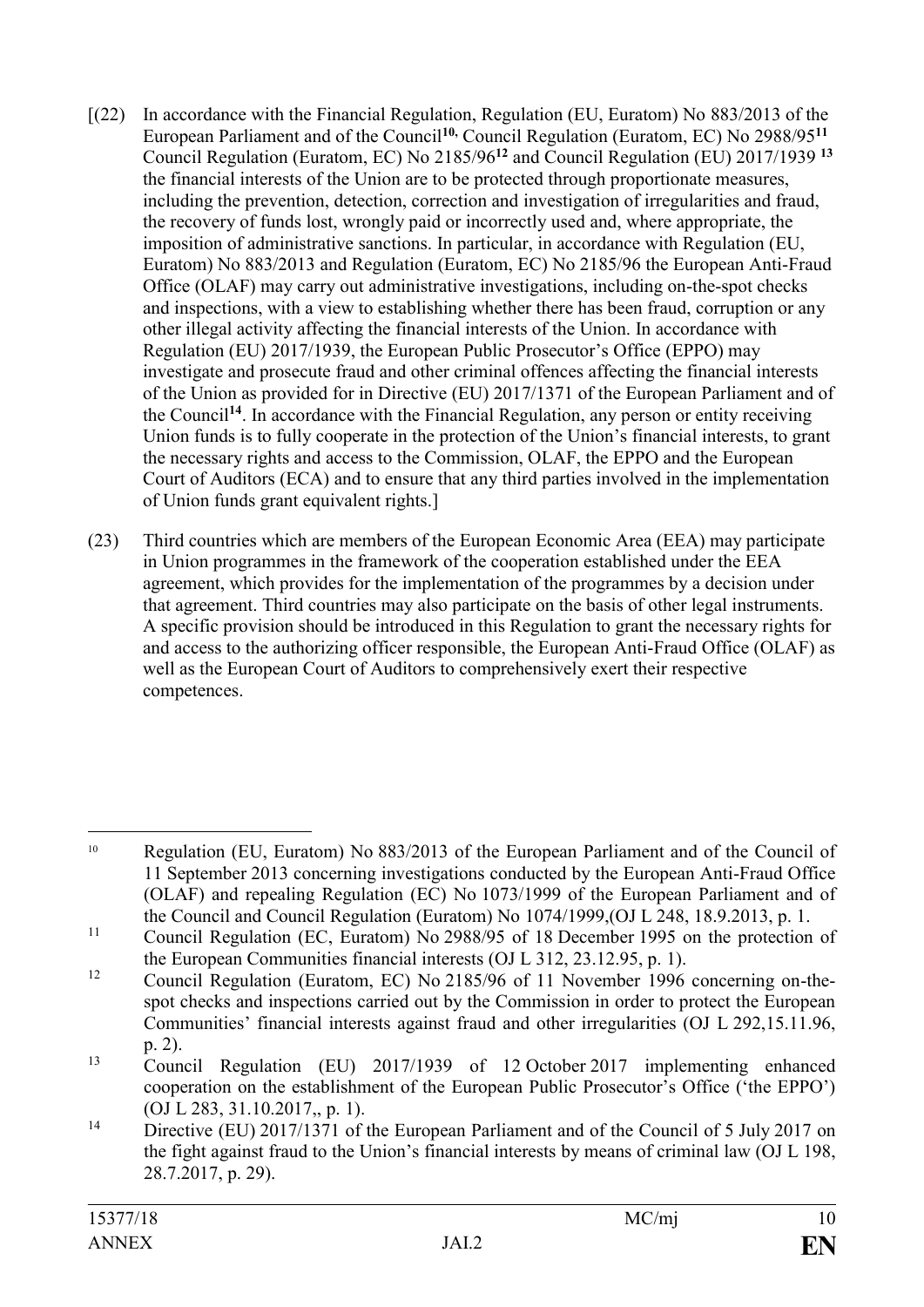[(22) In accordance with the Financial Regulation, Regulation (EU, Euratom) No 883/2013 of the European Parliament and of the Council[10], Council Regulation (Euratom, EC) No 2988/95[11] Council Regulation (Euratom, EC) No 2185/96[12] and Council Regulation (EU) 2017/1939 [13] the financial interests of the Union are to be protected through proportionate measures, including the prevention, detection, correction and investigation of irregularities and fraud, the recovery of funds lost, wrongly paid or incorrectly used and, where appropriate, the imposition of administrative sanctions. In particular, in accordance with Regulation (EU, Euratom) No 883/2013 and Regulation (Euratom, EC) No 2185/96 the European Anti-Fraud Office (OLAF) may carry out administrative investigations, including on-the-spot checks and inspections, with a view to establishing whether there has been fraud, corruption or any other illegal activity affecting the financial interests of the Union. In accordance with Regulation (EU) 2017/1939, the European Public Prosecutor's Office (EPPO) may investigate and prosecute fraud and other criminal offences affecting the financial interests of the Union as provided for in Directive (EU) 2017/1371 of the European Parliament and of the Council[14]. In accordance with the Financial Regulation, any person or entity receiving Union funds is to fully cooperate in the protection of the Union's financial interests, to grant the necessary rights and access to the Commission, OLAF, the EPPO and the European Court of Auditors (ECA) and to ensure that any third parties involved in the implementation of Union funds grant equivalent rights.]

(23) Third countries which are members of the European Economic Area (EEA) may participate in Union programmes in the framework of the cooperation established under the EEA agreement, which provides for the implementation of the programmes by a decision under that agreement. Third countries may also participate on the basis of other legal instruments. A specific provision should be introduced in this Regulation to grant the necessary rights for and access to the authorizing officer responsible, the European Anti-Fraud Office (OLAF) as well as the European Court of Auditors to comprehensively exert their respective competences.

---

[10] Regulation (EU, Euratom) No 883/2013 of the European Parliament and of the Council of 11 September 2013 concerning investigations conducted by the European Anti-Fraud Office (OLAF) and repealing Regulation (EC) No 1073/1999 of the European Parliament and of the Council and Council Regulation (Euratom) No 1074/1999,(OJ L 248, 18.9.2013, p. 1.

[11] Council Regulation (EC, Euratom) No 2988/95 of 18 December 1995 on the protection of the European Communities financial interests (OJ L 312, 23.12.95, p. 1).

[12] Council Regulation (Euratom, EC) No 2185/96 of 11 November 1996 concerning on-the-spot checks and inspections carried out by the Commission in order to protect the European Communities' financial interests against fraud and other irregularities (OJ L 292,15.11.96, p. 2).

[13] Council Regulation (EU) 2017/1939 of 12 October 2017 implementing enhanced cooperation on the establishment of the European Public Prosecutor's Office ('the EPPO') (OJ L 283, 31.10.2017,, p. 1).

[14] Directive (EU) 2017/1371 of the European Parliament and of the Council of 5 July 2017 on the fight against fraud to the Union's financial interests by means of criminal law (OJ L 198, 28.7.2017, p. 29).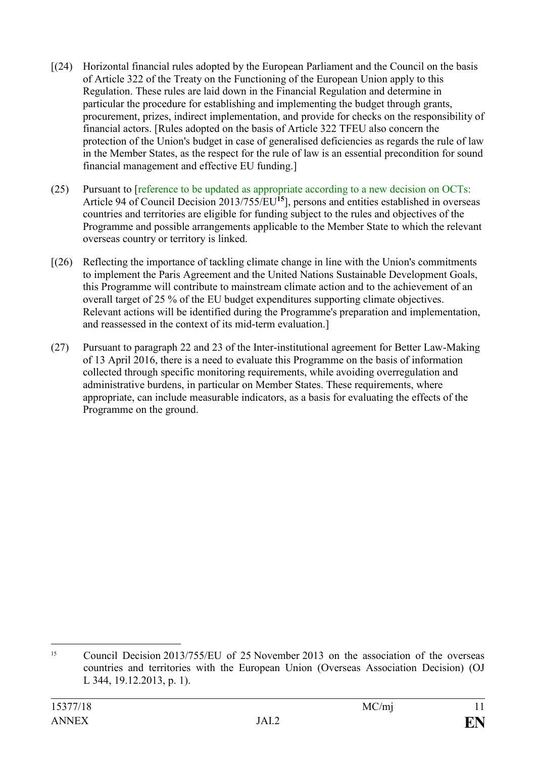[(24) Horizontal financial rules adopted by the European Parliament and the Council on the basis of Article 322 of the Treaty on the Functioning of the European Union apply to this Regulation. These rules are laid down in the Financial Regulation and determine in particular the procedure for establishing and implementing the budget through grants, procurement, prizes, indirect implementation, and provide for checks on the responsibility of financial actors. [Rules adopted on the basis of Article 322 TFEU also concern the protection of the Union's budget in case of generalised deficiencies as regards the rule of law in the Member States, as the respect for the rule of law is an essential precondition for sound financial management and effective EU funding.]

(25) Pursuant to [reference to be updated as appropriate according to a new decision on OCTs: Article 94 of Council Decision 2013/755/EU[15]], persons and entities established in overseas countries and territories are eligible for funding subject to the rules and objectives of the Programme and possible arrangements applicable to the Member State to which the relevant overseas country or territory is linked.

[(26) Reflecting the importance of tackling climate change in line with the Union's commitments to implement the Paris Agreement and the United Nations Sustainable Development Goals, this Programme will contribute to mainstream climate action and to the achievement of an overall target of 25 % of the EU budget expenditures supporting climate objectives. Relevant actions will be identified during the Programme's preparation and implementation, and reassessed in the context of its mid-term evaluation.]

(27) Pursuant to paragraph 22 and 23 of the Inter-institutional agreement for Better Law-Making of 13 April 2016, there is a need to evaluate this Programme on the basis of information collected through specific monitoring requirements, while avoiding overregulation and administrative burdens, in particular on Member States. These requirements, where appropriate, can include measurable indicators, as a basis for evaluating the effects of the Programme on the ground.

---

[15] Council Decision 2013/755/EU of 25 November 2013 on the association of the overseas countries and territories with the European Union (Overseas Association Decision) (OJ L 344, 19.12.2013, p. 1).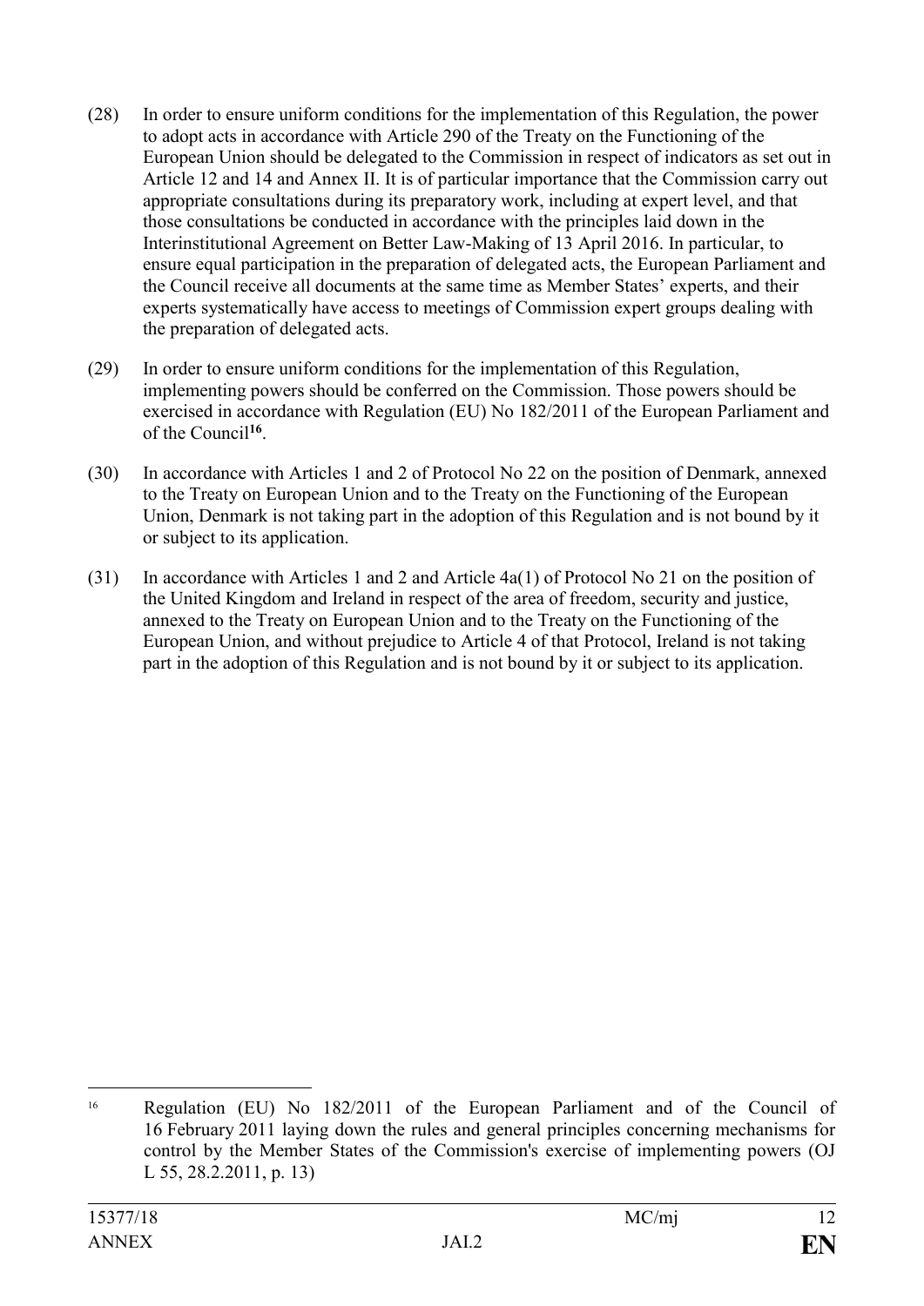(28) In order to ensure uniform conditions for the implementation of this Regulation, the power to adopt acts in accordance with Article 290 of the Treaty on the Functioning of the European Union should be delegated to the Commission in respect of indicators as set out in Article 12 and 14 and Annex II. It is of particular importance that the Commission carry out appropriate consultations during its preparatory work, including at expert level, and that those consultations be conducted in accordance with the principles laid down in the Interinstitutional Agreement on Better Law-Making of 13 April 2016. In particular, to ensure equal participation in the preparation of delegated acts, the European Parliament and the Council receive all documents at the same time as Member States' experts, and their experts systematically have access to meetings of Commission expert groups dealing with the preparation of delegated acts.

(29) In order to ensure uniform conditions for the implementation of this Regulation, implementing powers should be conferred on the Commission. Those powers should be exercised in accordance with Regulation (EU) No 182/2011 of the European Parliament and of the Council[16].

(30) In accordance with Articles 1 and 2 of Protocol No 22 on the position of Denmark, annexed to the Treaty on European Union and to the Treaty on the Functioning of the European Union, Denmark is not taking part in the adoption of this Regulation and is not bound by it or subject to its application.

(31) In accordance with Articles 1 and 2 and Article 4a(1) of Protocol No 21 on the position of the United Kingdom and Ireland in respect of the area of freedom, security and justice, annexed to the Treaty on European Union and to the Treaty on the Functioning of the European Union, and without prejudice to Article 4 of that Protocol, Ireland is not taking part in the adoption of this Regulation and is not bound by it or subject to its application.

---

[16] Regulation (EU) No 182/2011 of the European Parliament and of the Council of 16 February 2011 laying down the rules and general principles concerning mechanisms for control by the Member States of the Commission's exercise of implementing powers (OJ L 55, 28.2.2011, p. 13)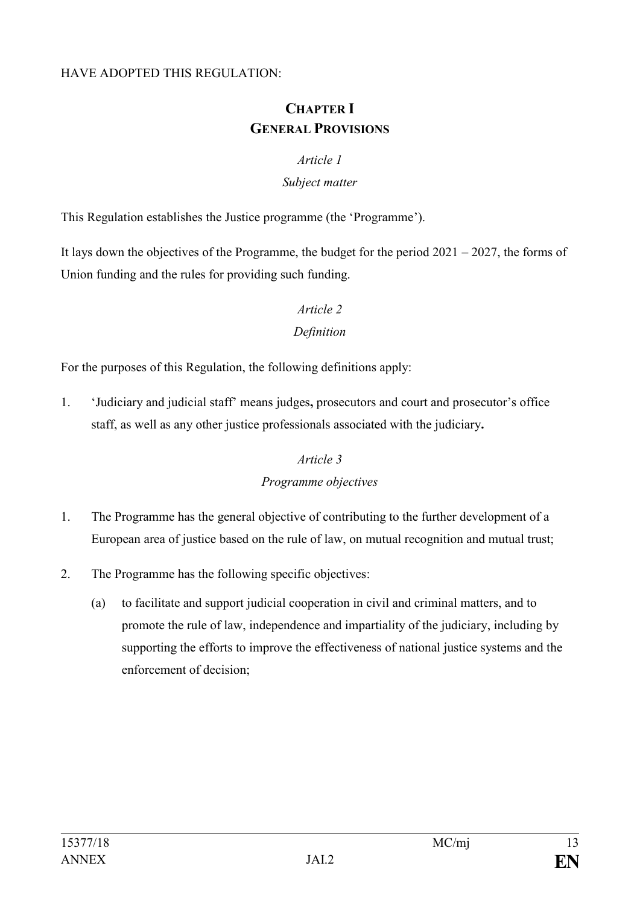HAVE ADOPTED THIS REGULATION:

# CHAPTER I
# GENERAL PROVISIONS

*Article 1*

*Subject matter*

This Regulation establishes the Justice programme (the 'Programme').

It lays down the objectives of the Programme, the budget for the period 2021 – 2027, the forms of Union funding and the rules for providing such funding.

*Article 2*

*Definition*

For the purposes of this Regulation, the following definitions apply:

1. 'Judiciary and judicial staff' means judges**,** prosecutors and court and prosecutor's office staff, as well as any other justice professionals associated with the judiciary**.**

*Article 3*

*Programme objectives*

1. The Programme has the general objective of contributing to the further development of a European area of justice based on the rule of law, on mutual recognition and mutual trust;

2. The Programme has the following specific objectives:

   (a) to facilitate and support judicial cooperation in civil and criminal matters, and to promote the rule of law, independence and impartiality of the judiciary, including by supporting the efforts to improve the effectiveness of national justice systems and the enforcement of decision;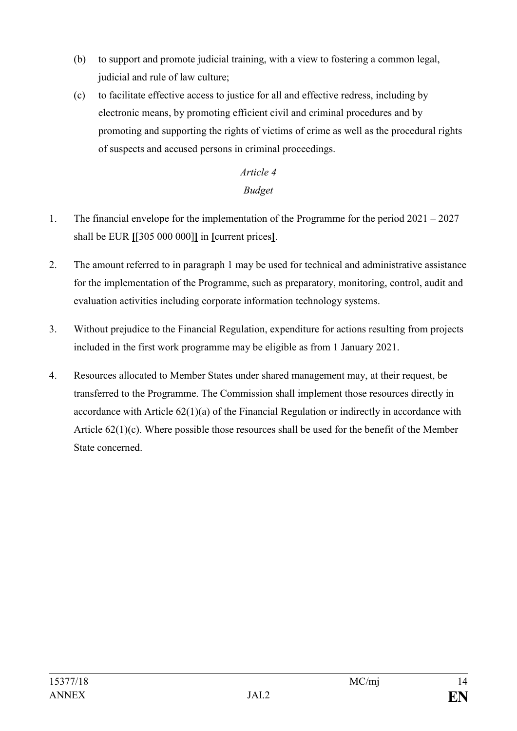(b) to support and promote judicial training, with a view to fostering a common legal, judicial and rule of law culture;

(c) to facilitate effective access to justice for all and effective redress, including by electronic means, by promoting efficient civil and criminal procedures and by promoting and supporting the rights of victims of crime as well as the procedural rights of suspects and accused persons in criminal proceedings.

*Article 4*

*Budget*

1. The financial envelope for the implementation of the Programme for the period 2021 – 2027 shall be EUR **[**[305 000 000]**]** in **[**current prices**]**.

2. The amount referred to in paragraph 1 may be used for technical and administrative assistance for the implementation of the Programme, such as preparatory, monitoring, control, audit and evaluation activities including corporate information technology systems.

3. Without prejudice to the Financial Regulation, expenditure for actions resulting from projects included in the first work programme may be eligible as from 1 January 2021.

4. Resources allocated to Member States under shared management may, at their request, be transferred to the Programme. The Commission shall implement those resources directly in accordance with Article 62(1)(a) of the Financial Regulation or indirectly in accordance with Article 62(1)(c). Where possible those resources shall be used for the benefit of the Member State concerned.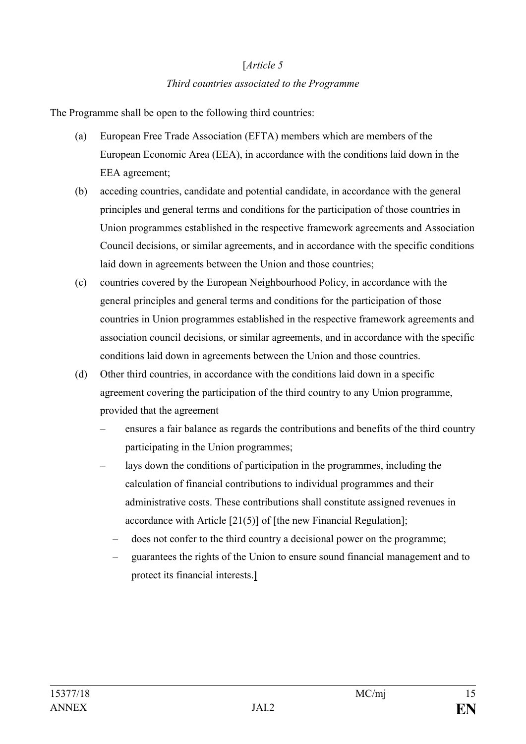[*Article 5*

*Third countries associated to the Programme*

The Programme shall be open to the following third countries:

(a) European Free Trade Association (EFTA) members which are members of the European Economic Area (EEA), in accordance with the conditions laid down in the EEA agreement;

(b) acceding countries, candidate and potential candidate, in accordance with the general principles and general terms and conditions for the participation of those countries in Union programmes established in the respective framework agreements and Association Council decisions, or similar agreements, and in accordance with the specific conditions laid down in agreements between the Union and those countries;

(c) countries covered by the European Neighbourhood Policy, in accordance with the general principles and general terms and conditions for the participation of those countries in Union programmes established in the respective framework agreements and association council decisions, or similar agreements, and in accordance with the specific conditions laid down in agreements between the Union and those countries.

(d) Other third countries, in accordance with the conditions laid down in a specific agreement covering the participation of the third country to any Union programme, provided that the agreement

– ensures a fair balance as regards the contributions and benefits of the third country participating in the Union programmes;

– lays down the conditions of participation in the programmes, including the calculation of financial contributions to individual programmes and their administrative costs. These contributions shall constitute assigned revenues in accordance with Article [21(5)] of [the new Financial Regulation];

– does not confer to the third country a decisional power on the programme;

– guarantees the rights of the Union to ensure sound financial management and to protect its financial interests.]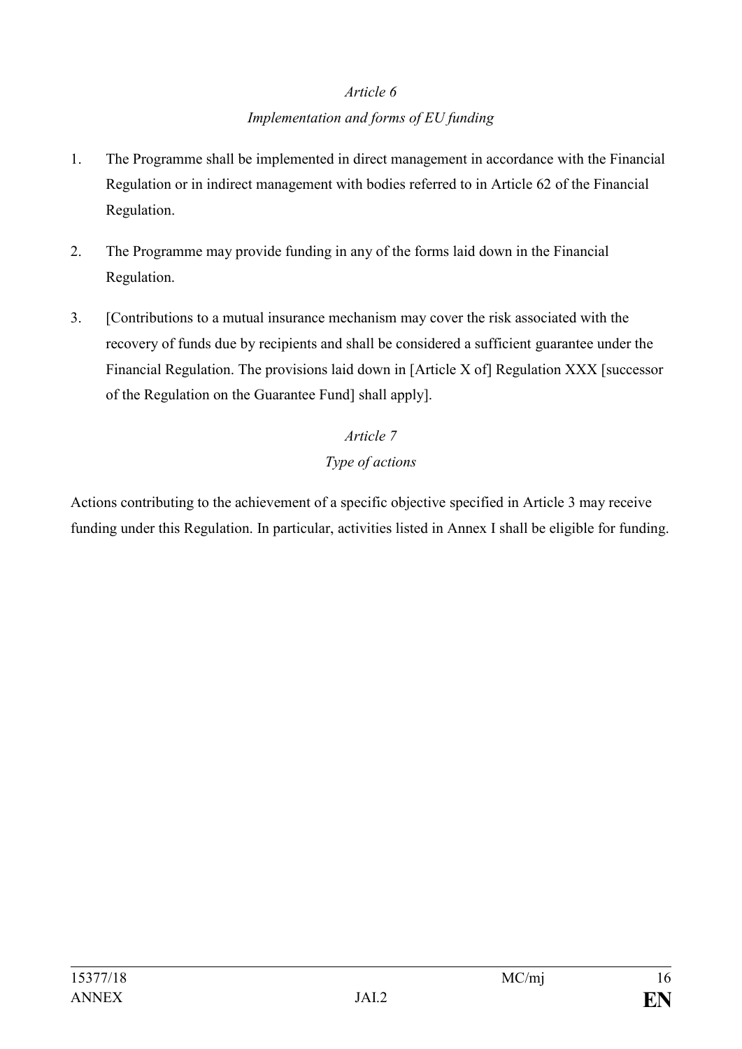*Article 6*

*Implementation and forms of EU funding*

1. The Programme shall be implemented in direct management in accordance with the Financial Regulation or in indirect management with bodies referred to in Article 62 of the Financial Regulation.

2. The Programme may provide funding in any of the forms laid down in the Financial Regulation.

3. [Contributions to a mutual insurance mechanism may cover the risk associated with the recovery of funds due by recipients and shall be considered a sufficient guarantee under the Financial Regulation. The provisions laid down in [Article X of] Regulation XXX [successor of the Regulation on the Guarantee Fund] shall apply].

*Article 7*

*Type of actions*

Actions contributing to the achievement of a specific objective specified in Article 3 may receive funding under this Regulation. In particular, activities listed in Annex I shall be eligible for funding.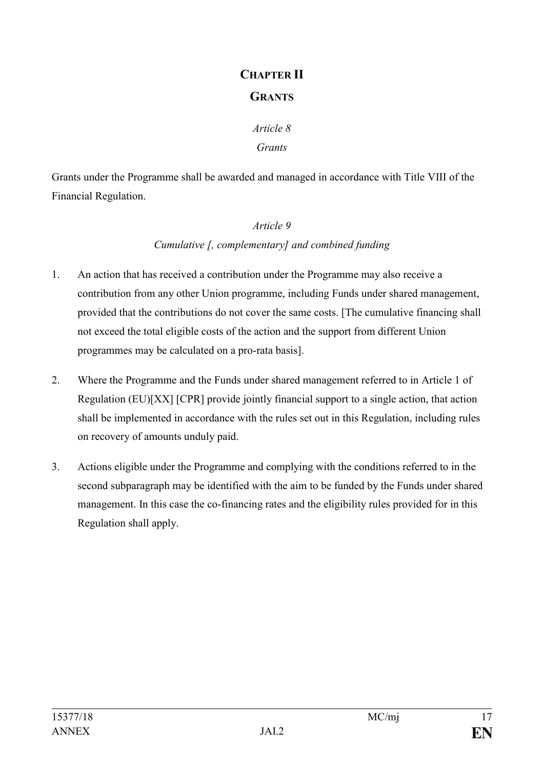# CHAPTER II

# GRANTS

*Article 8*

*Grants*

Grants under the Programme shall be awarded and managed in accordance with Title VIII of the Financial Regulation.

*Article 9*

*Cumulative [, complementary] and combined funding*

1. An action that has received a contribution under the Programme may also receive a contribution from any other Union programme, including Funds under shared management, provided that the contributions do not cover the same costs. [The cumulative financing shall not exceed the total eligible costs of the action and the support from different Union programmes may be calculated on a pro-rata basis].

2. Where the Programme and the Funds under shared management referred to in Article 1 of Regulation (EU)[XX] [CPR] provide jointly financial support to a single action, that action shall be implemented in accordance with the rules set out in this Regulation, including rules on recovery of amounts unduly paid.

3. Actions eligible under the Programme and complying with the conditions referred to in the second subparagraph may be identified with the aim to be funded by the Funds under shared management. In this case the co-financing rates and the eligibility rules provided for in this Regulation shall apply.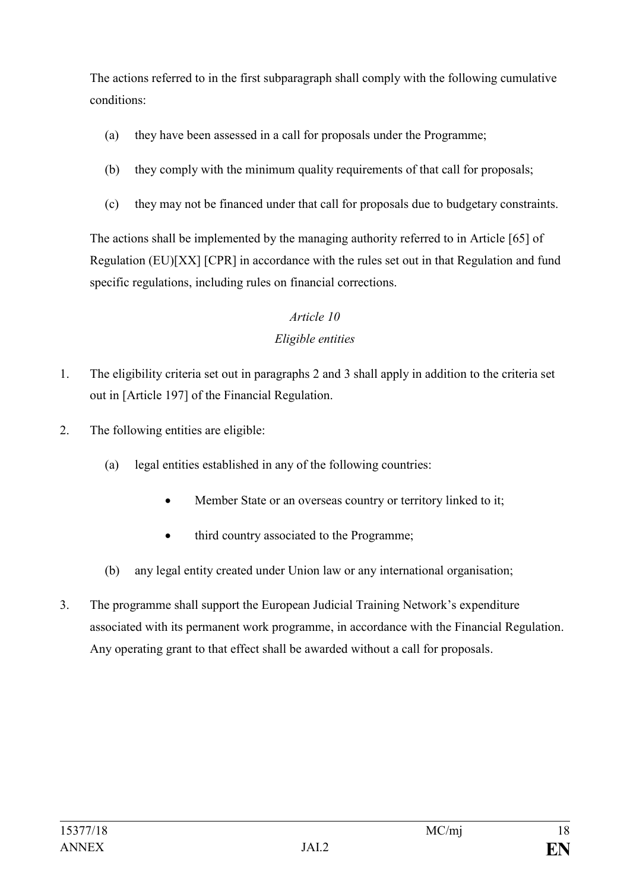The actions referred to in the first subparagraph shall comply with the following cumulative conditions:

(a) they have been assessed in a call for proposals under the Programme;

(b) they comply with the minimum quality requirements of that call for proposals;

(c) they may not be financed under that call for proposals due to budgetary constraints.

The actions shall be implemented by the managing authority referred to in Article [65] of Regulation (EU)[XX] [CPR] in accordance with the rules set out in that Regulation and fund specific regulations, including rules on financial corrections.

*Article 10*

*Eligible entities*

1. The eligibility criteria set out in paragraphs 2 and 3 shall apply in addition to the criteria set out in [Article 197] of the Financial Regulation.

2. The following entities are eligible:

   (a) legal entities established in any of the following countries:

   - Member State or an overseas country or territory linked to it;
   - third country associated to the Programme;

   (b) any legal entity created under Union law or any international organisation;

3. The programme shall support the European Judicial Training Network's expenditure associated with its permanent work programme, in accordance with the Financial Regulation. Any operating grant to that effect shall be awarded without a call for proposals.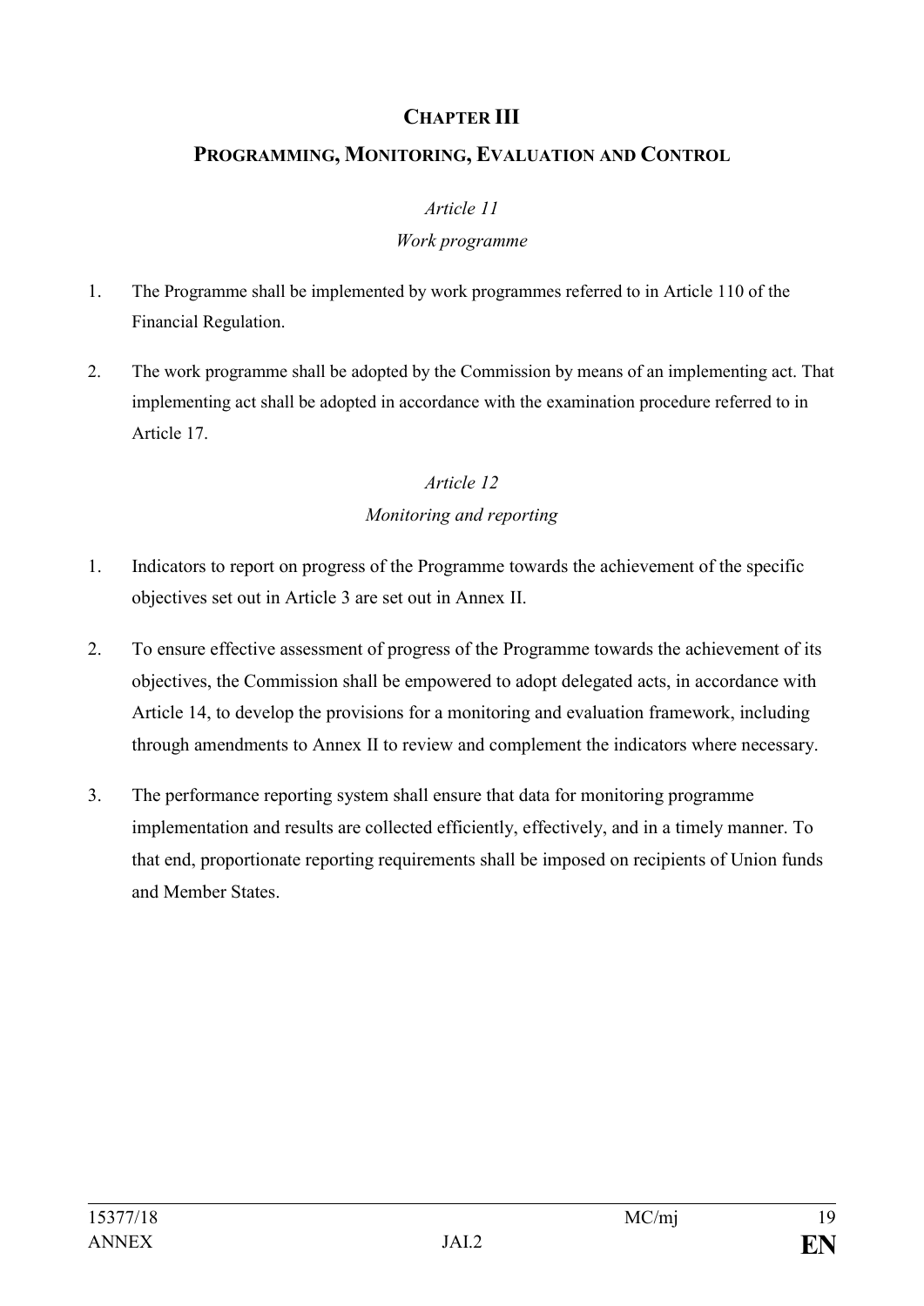## CHAPTER III

## PROGRAMMING, MONITORING, EVALUATION AND CONTROL

### *Article 11*

### *Work programme*

1. The Programme shall be implemented by work programmes referred to in Article 110 of the Financial Regulation.

2. The work programme shall be adopted by the Commission by means of an implementing act. That implementing act shall be adopted in accordance with the examination procedure referred to in Article 17.

### *Article 12*

### *Monitoring and reporting*

1. Indicators to report on progress of the Programme towards the achievement of the specific objectives set out in Article 3 are set out in Annex II.

2. To ensure effective assessment of progress of the Programme towards the achievement of its objectives, the Commission shall be empowered to adopt delegated acts, in accordance with Article 14, to develop the provisions for a monitoring and evaluation framework, including through amendments to Annex II to review and complement the indicators where necessary.

3. The performance reporting system shall ensure that data for monitoring programme implementation and results are collected efficiently, effectively, and in a timely manner. To that end, proportionate reporting requirements shall be imposed on recipients of Union funds and Member States.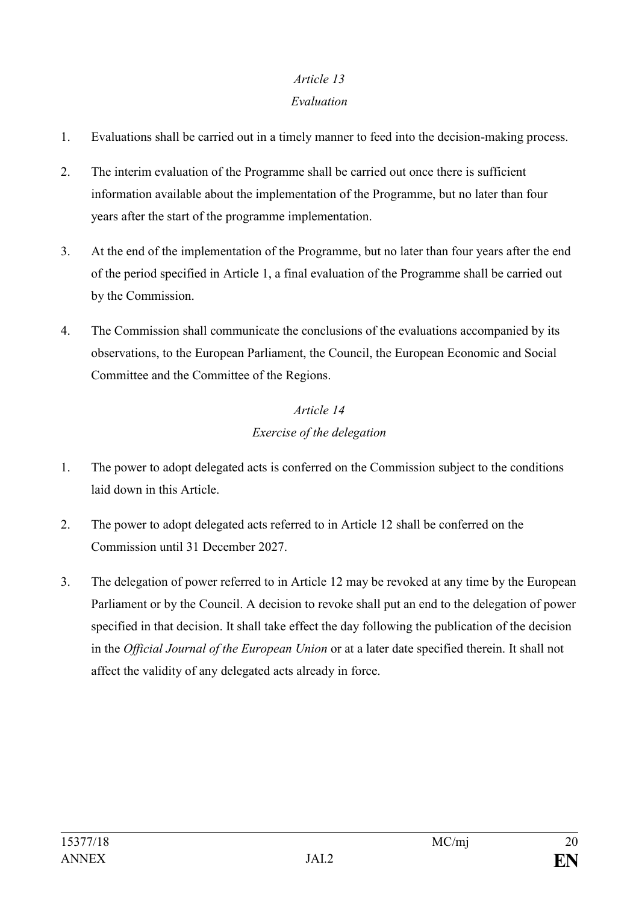*Article 13*

*Evaluation*

1. Evaluations shall be carried out in a timely manner to feed into the decision-making process.

2. The interim evaluation of the Programme shall be carried out once there is sufficient information available about the implementation of the Programme, but no later than four years after the start of the programme implementation.

3. At the end of the implementation of the Programme, but no later than four years after the end of the period specified in Article 1, a final evaluation of the Programme shall be carried out by the Commission.

4. The Commission shall communicate the conclusions of the evaluations accompanied by its observations, to the European Parliament, the Council, the European Economic and Social Committee and the Committee of the Regions.

*Article 14*

*Exercise of the delegation*

1. The power to adopt delegated acts is conferred on the Commission subject to the conditions laid down in this Article.

2. The power to adopt delegated acts referred to in Article 12 shall be conferred on the Commission until 31 December 2027.

3. The delegation of power referred to in Article 12 may be revoked at any time by the European Parliament or by the Council. A decision to revoke shall put an end to the delegation of power specified in that decision. It shall take effect the day following the publication of the decision in the *Official Journal of the European Union* or at a later date specified therein. It shall not affect the validity of any delegated acts already in force.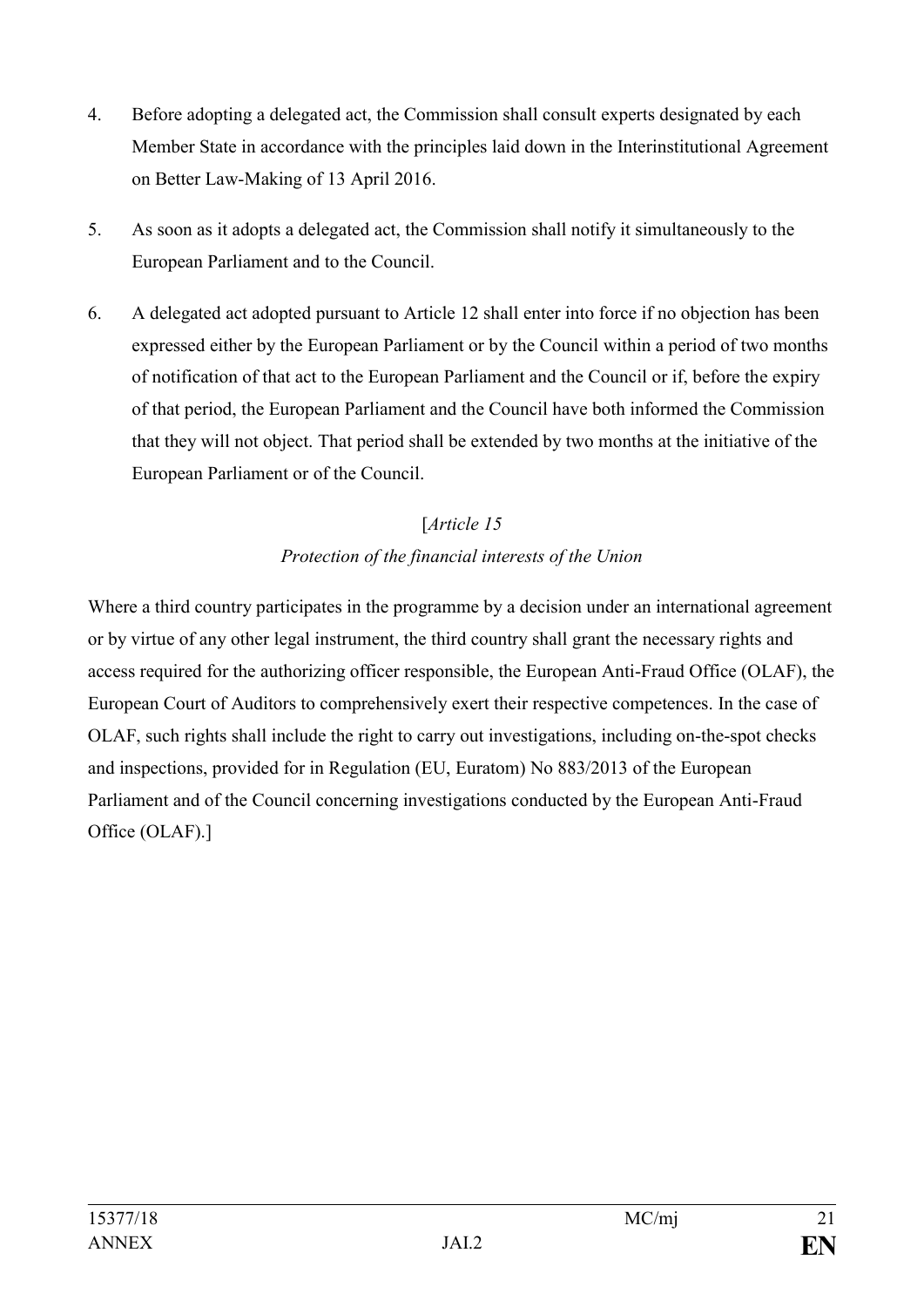4. Before adopting a delegated act, the Commission shall consult experts designated by each Member State in accordance with the principles laid down in the Interinstitutional Agreement on Better Law-Making of 13 April 2016.

5. As soon as it adopts a delegated act, the Commission shall notify it simultaneously to the European Parliament and to the Council.

6. A delegated act adopted pursuant to Article 12 shall enter into force if no objection has been expressed either by the European Parliament or by the Council within a period of two months of notification of that act to the European Parliament and the Council or if, before the expiry of that period, the European Parliament and the Council have both informed the Commission that they will not object. That period shall be extended by two months at the initiative of the European Parliament or of the Council.

[*Article 15*

*Protection of the financial interests of the Union*

Where a third country participates in the programme by a decision under an international agreement or by virtue of any other legal instrument, the third country shall grant the necessary rights and access required for the authorizing officer responsible, the European Anti-Fraud Office (OLAF), the European Court of Auditors to comprehensively exert their respective competences. In the case of OLAF, such rights shall include the right to carry out investigations, including on-the-spot checks and inspections, provided for in Regulation (EU, Euratom) No 883/2013 of the European Parliament and of the Council concerning investigations conducted by the European Anti-Fraud Office (OLAF).]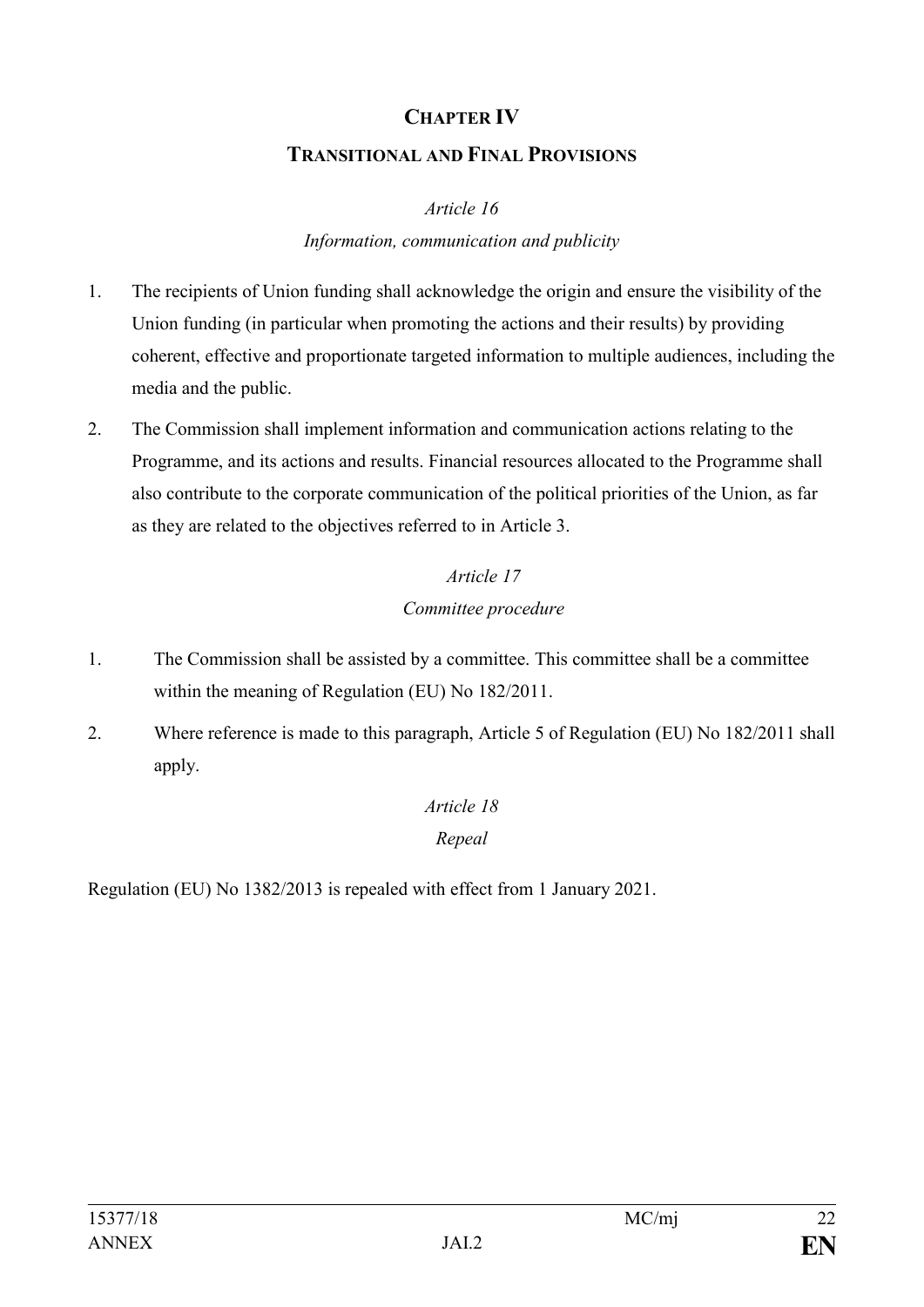## CHAPTER IV

## TRANSITIONAL AND FINAL PROVISIONS

*Article 16*

*Information, communication and publicity*

1. The recipients of Union funding shall acknowledge the origin and ensure the visibility of the Union funding (in particular when promoting the actions and their results) by providing coherent, effective and proportionate targeted information to multiple audiences, including the media and the public.

2. The Commission shall implement information and communication actions relating to the Programme, and its actions and results. Financial resources allocated to the Programme shall also contribute to the corporate communication of the political priorities of the Union, as far as they are related to the objectives referred to in Article 3.

*Article 17*

*Committee procedure*

1. The Commission shall be assisted by a committee. This committee shall be a committee within the meaning of Regulation (EU) No 182/2011.

2. Where reference is made to this paragraph, Article 5 of Regulation (EU) No 182/2011 shall apply.

*Article 18*

*Repeal*

Regulation (EU) No 1382/2013 is repealed with effect from 1 January 2021.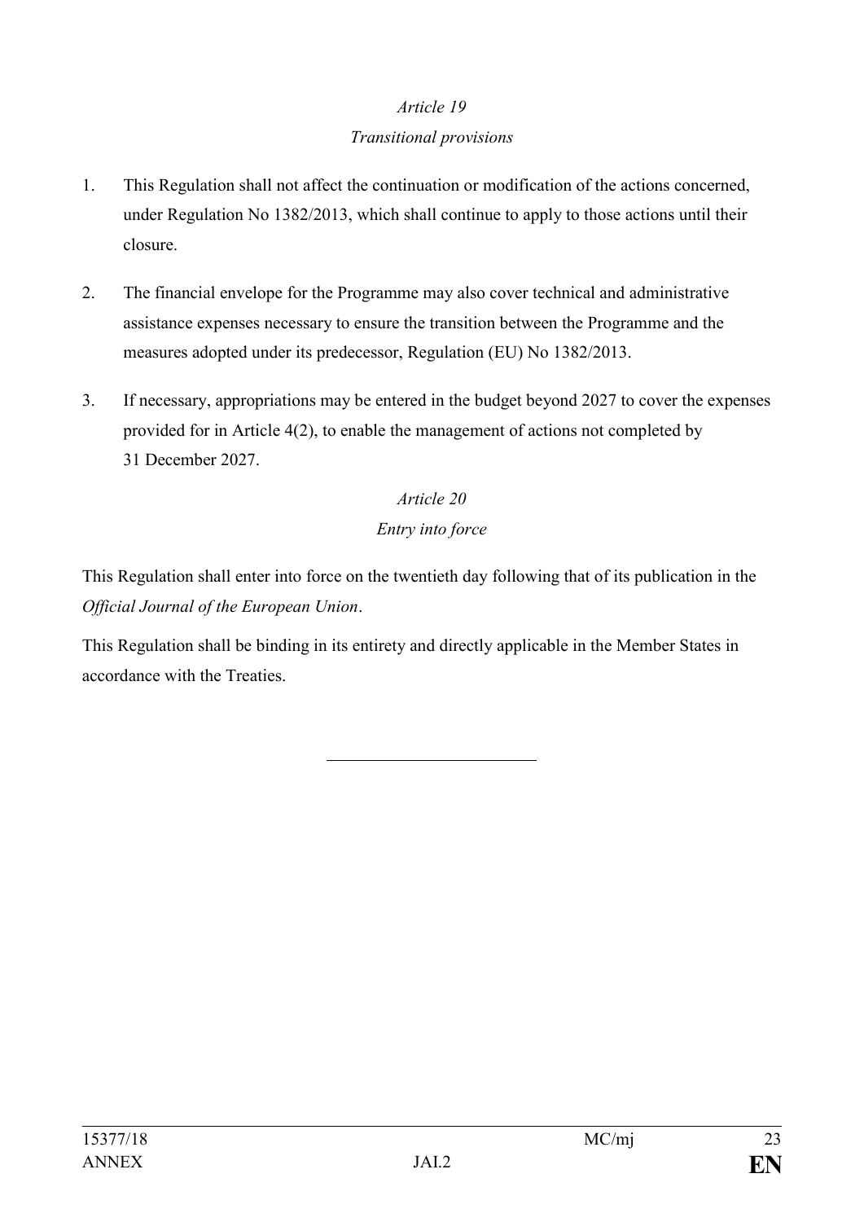*Article 19*

*Transitional provisions*

1. This Regulation shall not affect the continuation or modification of the actions concerned, under Regulation No 1382/2013, which shall continue to apply to those actions until their closure.

2. The financial envelope for the Programme may also cover technical and administrative assistance expenses necessary to ensure the transition between the Programme and the measures adopted under its predecessor, Regulation (EU) No 1382/2013.

3. If necessary, appropriations may be entered in the budget beyond 2027 to cover the expenses provided for in Article 4(2), to enable the management of actions not completed by 31 December 2027.

*Article 20*

*Entry into force*

This Regulation shall enter into force on the twentieth day following that of its publication in the *Official Journal of the European Union*.

This Regulation shall be binding in its entirety and directly applicable in the Member States in accordance with the Treaties.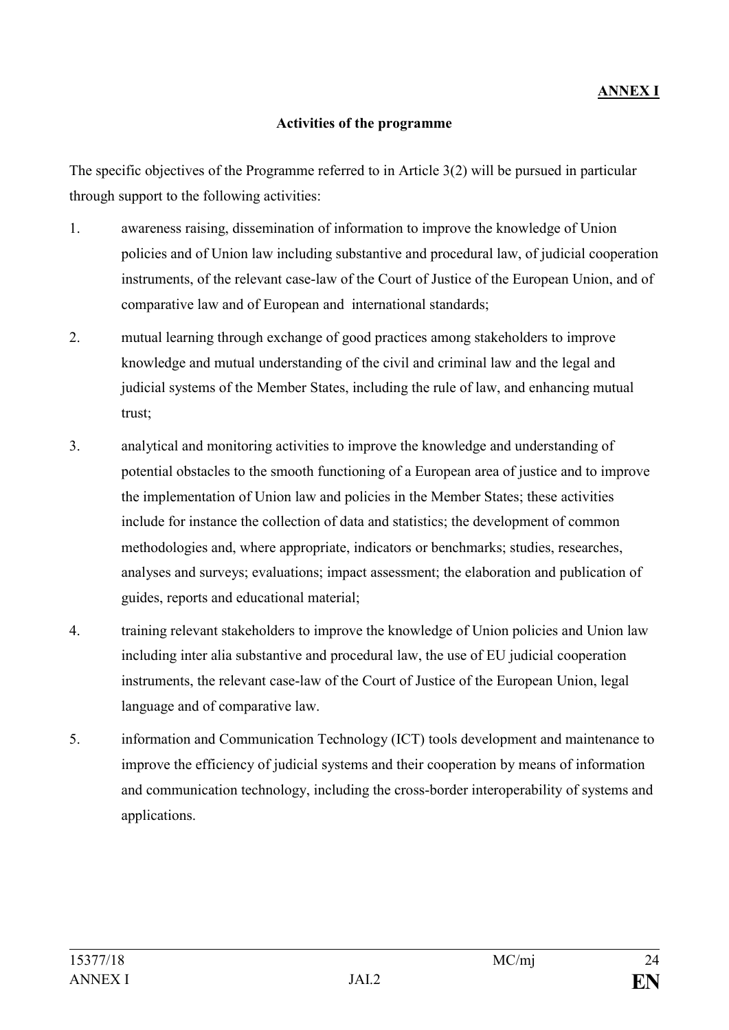**ANNEX I**

**Activities of the programme**

The specific objectives of the Programme referred to in Article 3(2) will be pursued in particular through support to the following activities:

1. awareness raising, dissemination of information to improve the knowledge of Union policies and of Union law including substantive and procedural law, of judicial cooperation instruments, of the relevant case-law of the Court of Justice of the European Union, and of comparative law and of European and international standards;
2. mutual learning through exchange of good practices among stakeholders to improve knowledge and mutual understanding of the civil and criminal law and the legal and judicial systems of the Member States, including the rule of law, and enhancing mutual trust;
3. analytical and monitoring activities to improve the knowledge and understanding of potential obstacles to the smooth functioning of a European area of justice and to improve the implementation of Union law and policies in the Member States; these activities include for instance the collection of data and statistics; the development of common methodologies and, where appropriate, indicators or benchmarks; studies, researches, analyses and surveys; evaluations; impact assessment; the elaboration and publication of guides, reports and educational material;
4. training relevant stakeholders to improve the knowledge of Union policies and Union law including inter alia substantive and procedural law, the use of EU judicial cooperation instruments, the relevant case-law of the Court of Justice of the European Union, legal language and of comparative law.
5. information and Communication Technology (ICT) tools development and maintenance to improve the efficiency of judicial systems and their cooperation by means of information and communication technology, including the cross-border interoperability of systems and applications.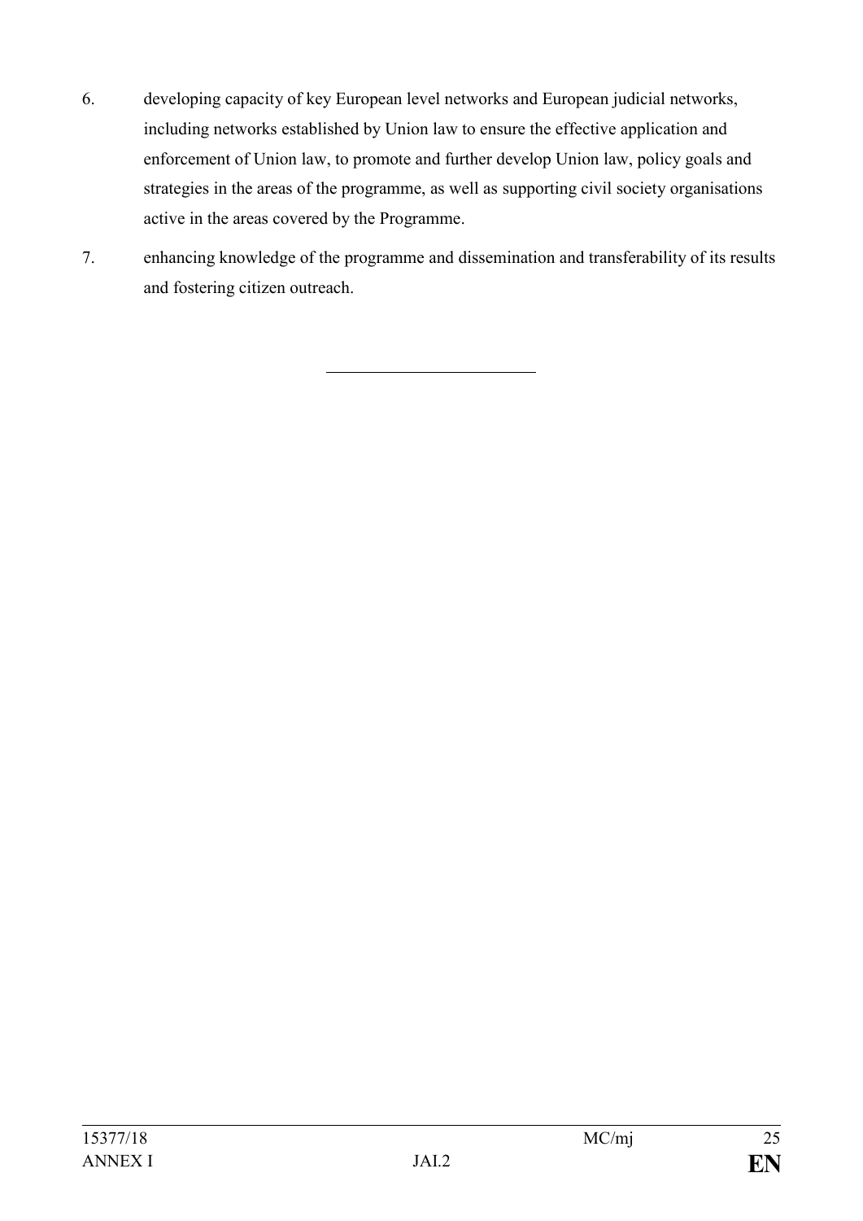6. developing capacity of key European level networks and European judicial networks, including networks established by Union law to ensure the effective application and enforcement of Union law, to promote and further develop Union law, policy goals and strategies in the areas of the programme, as well as supporting civil society organisations active in the areas covered by the Programme.

7. enhancing knowledge of the programme and dissemination and transferability of its results and fostering citizen outreach.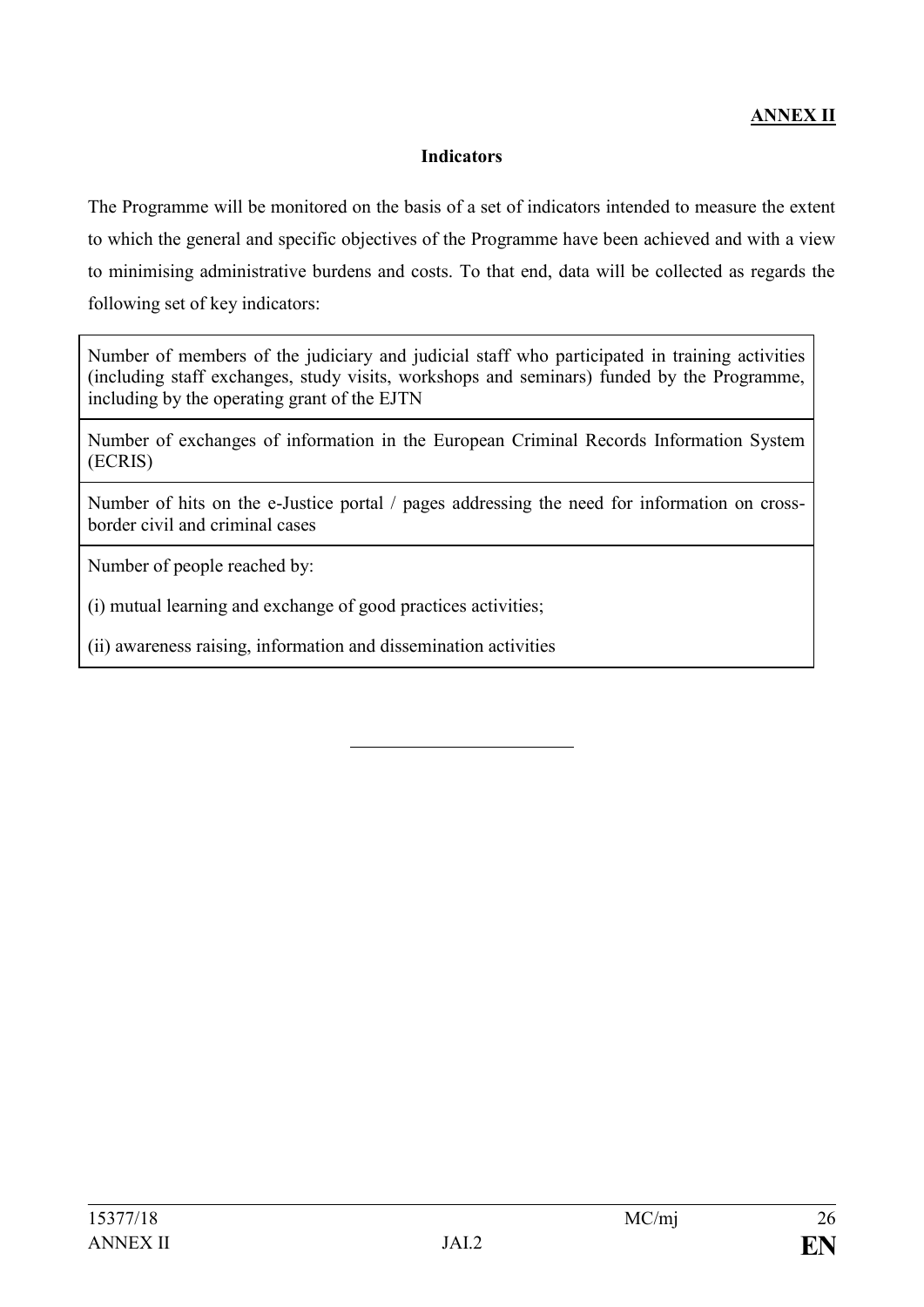**ANNEX II**

**Indicators**

The Programme will be monitored on the basis of a set of indicators intended to measure the extent to which the general and specific objectives of the Programme have been achieved and with a view to minimising administrative burdens and costs. To that end, data will be collected as regards the following set of key indicators:

| |
|---|
| Number of members of the judiciary and judicial staff who participated in training activities (including staff exchanges, study visits, workshops and seminars) funded by the Programme, including by the operating grant of the EJTN |
| Number of exchanges of information in the European Criminal Records Information System (ECRIS) |
| Number of hits on the e-Justice portal / pages addressing the need for information on cross-border civil and criminal cases |
| Number of people reached by:<br>(i) mutual learning and exchange of good practices activities;<br>(ii) awareness raising, information and dissemination activities |